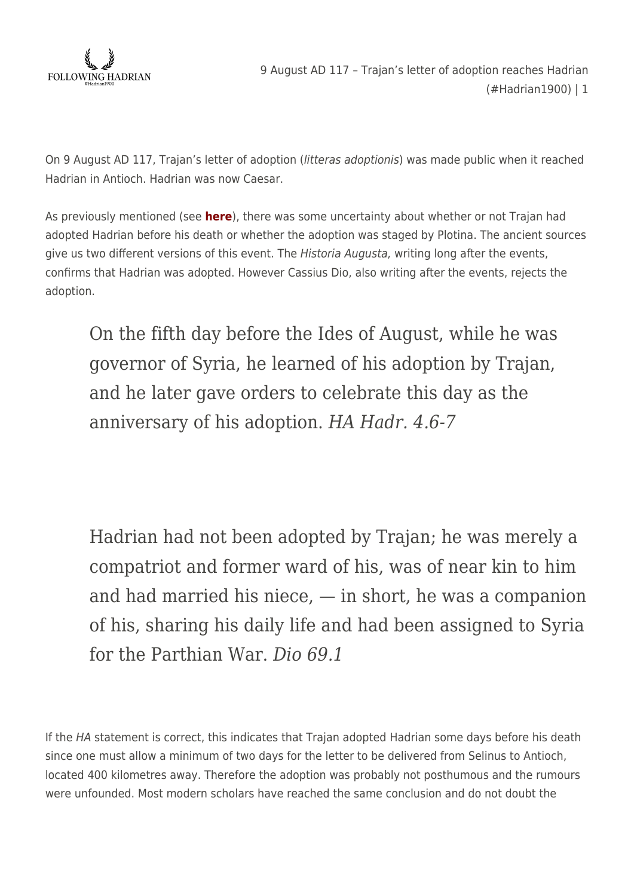On 9 August AD 117, Trajan's letter of adoption (*litteras adoptionis*) was made public when it reached Hadrian in Antioch. Hadrian was now Caesar.

As previously mentioned (see **here**), there was some uncertainty about whether or not Trajan had adopted Hadrian before his death or whether the adoption was staged by Plotina. The ancient sources give us two different versions of this event. The *Historia Augusta*, writing long after the events, confirms that Hadrian was adopted. However Cassius Dio, also writing after the events, rejects the adoption.

> On the fifth day before the Ides of August, while he was governor of Syria, he learned of his adoption by Trajan, and he later gave orders to celebrate this day as the anniversary of his adoption. *HA Hadr. 4.6-7*

> Hadrian had not been adopted by Trajan; he was merely a compatriot and former ward of his, was of near kin to him and had married his niece, — in short, he was a companion of his, sharing his daily life and had been assigned to Syria for the Parthian War. *Dio 69.1*

If the *HA* statement is correct, this indicates that Trajan adopted Hadrian some days before his death since one must allow a minimum of two days for the letter to be delivered from Selinus to Antioch, located 400 kilometres away. Therefore the adoption was probably not posthumous and the rumours were unfounded. Most modern scholars have reached the same conclusion and do not doubt the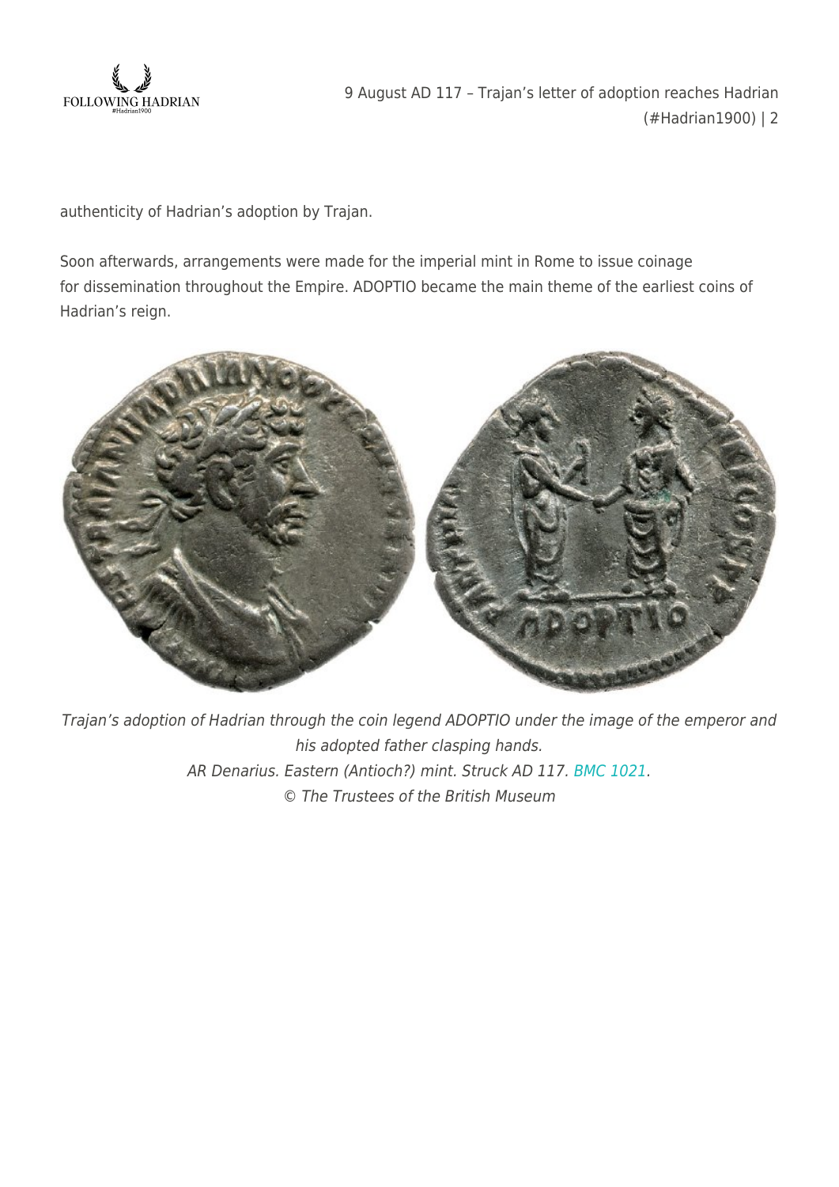authenticity of Hadrian's adoption by Trajan.

Soon afterwards, arrangements were made for the imperial mint in Rome to issue coinage for dissemination throughout the Empire. ADOPTIO became the main theme of the earliest coins of Hadrian's reign.

*Trajan's adoption of Hadrian through the coin legend ADOPTIO under the image of the emperor and his adopted father clasping hands.*
*AR Denarius. Eastern (Antioch?) mint. Struck AD 117. BMC 1021.*
*© The Trustees of the British Museum*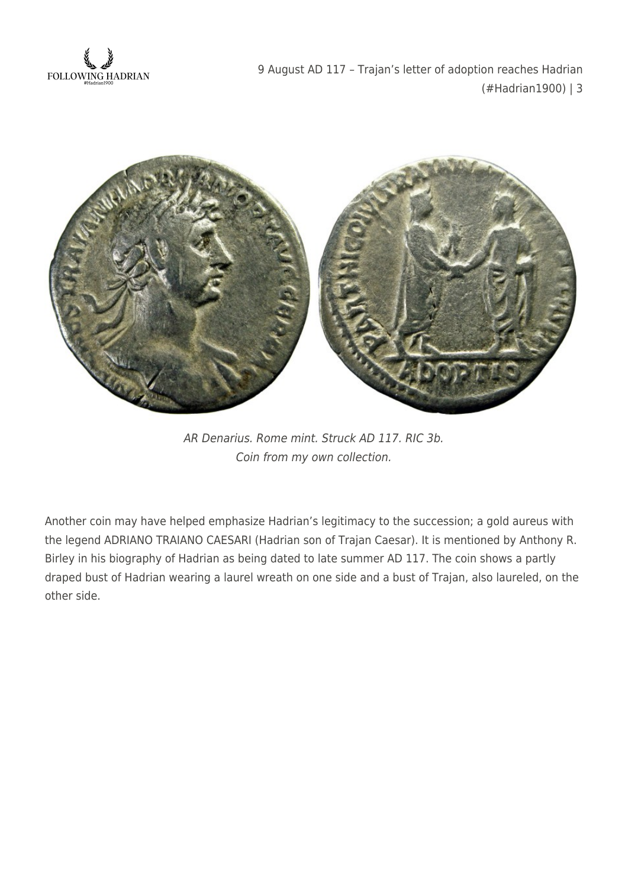*AR Denarius. Rome mint. Struck AD 117. RIC 3b.*
*Coin from my own collection.*

Another coin may have helped emphasize Hadrian's legitimacy to the succession; a gold aureus with the legend ADRIANO TRAIANO CAESARI (Hadrian son of Trajan Caesar). It is mentioned by Anthony R. Birley in his biography of Hadrian as being dated to late summer AD 117. The coin shows a partly draped bust of Hadrian wearing a laurel wreath on one side and a bust of Trajan, also laureled, on the other side.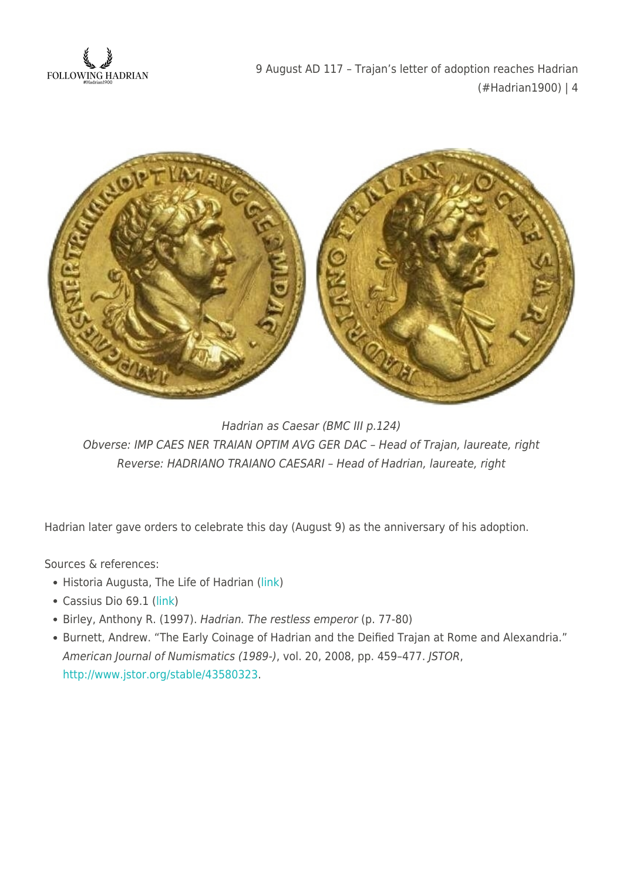*Hadrian as Caesar (BMC III p.124)*
*Obverse: IMP CAES NER TRAIAN OPTIM AVG GER DAC – Head of Trajan, laureate, right*
*Reverse: HADRIANO TRAIANO CAESARI – Head of Hadrian, laureate, right*

Hadrian later gave orders to celebrate this day (August 9) as the anniversary of his adoption.

Sources & references:

- Historia Augusta, The Life of Hadrian (link)
- Cassius Dio 69.1 (link)
- Birley, Anthony R. (1997). *Hadrian. The restless emperor* (p. 77-80)
- Burnett, Andrew. "The Early Coinage of Hadrian and the Deified Trajan at Rome and Alexandria." *American Journal of Numismatics (1989-)*, vol. 20, 2008, pp. 459–477. *JSTOR*, http://www.jstor.org/stable/43580323.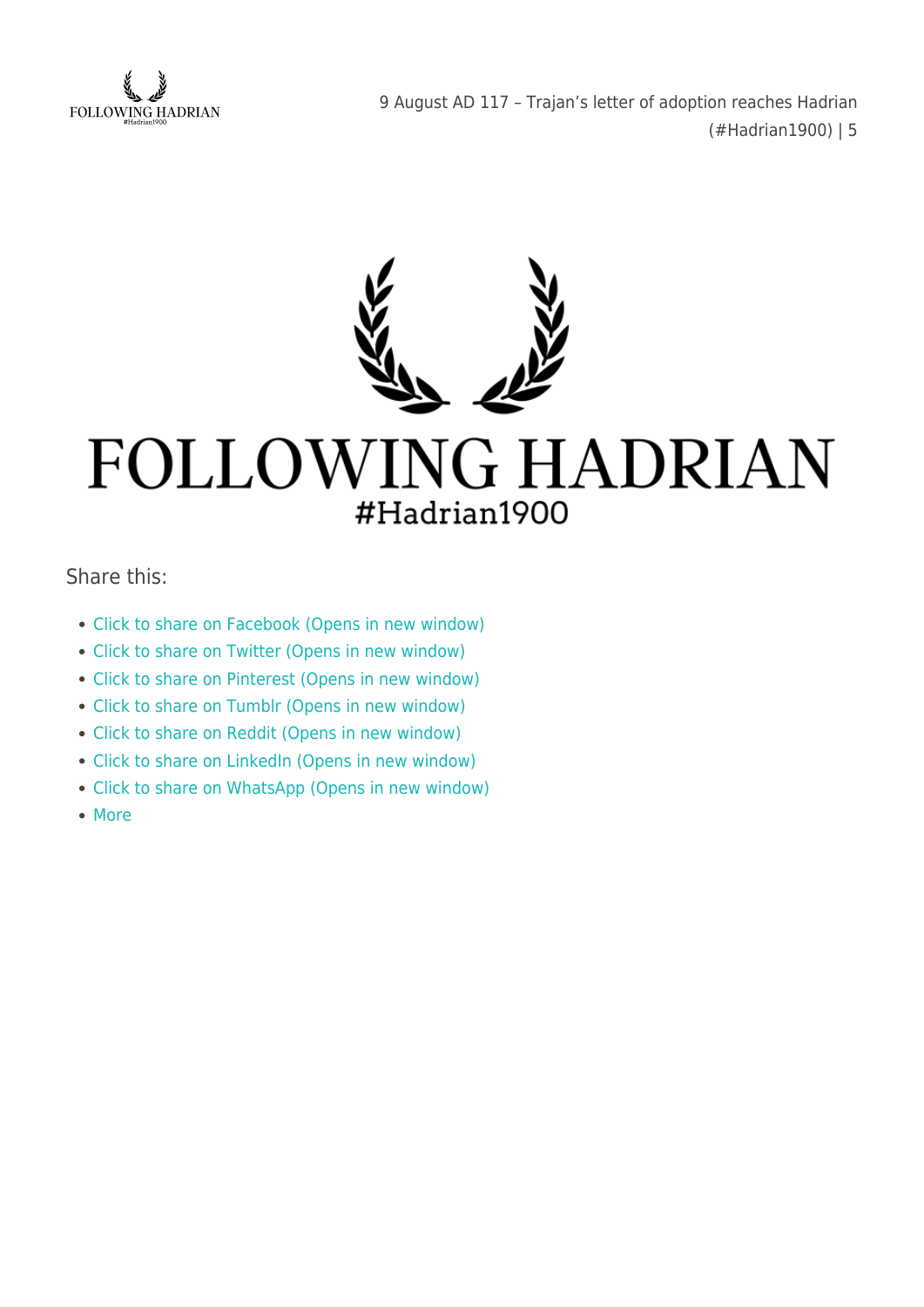FOLLOWING HADRIAN

#Hadrian1900

Share this:

- Click to share on Facebook (Opens in new window)
- Click to share on Twitter (Opens in new window)
- Click to share on Pinterest (Opens in new window)
- Click to share on Tumblr (Opens in new window)
- Click to share on Reddit (Opens in new window)
- Click to share on LinkedIn (Opens in new window)
- Click to share on WhatsApp (Opens in new window)
- More